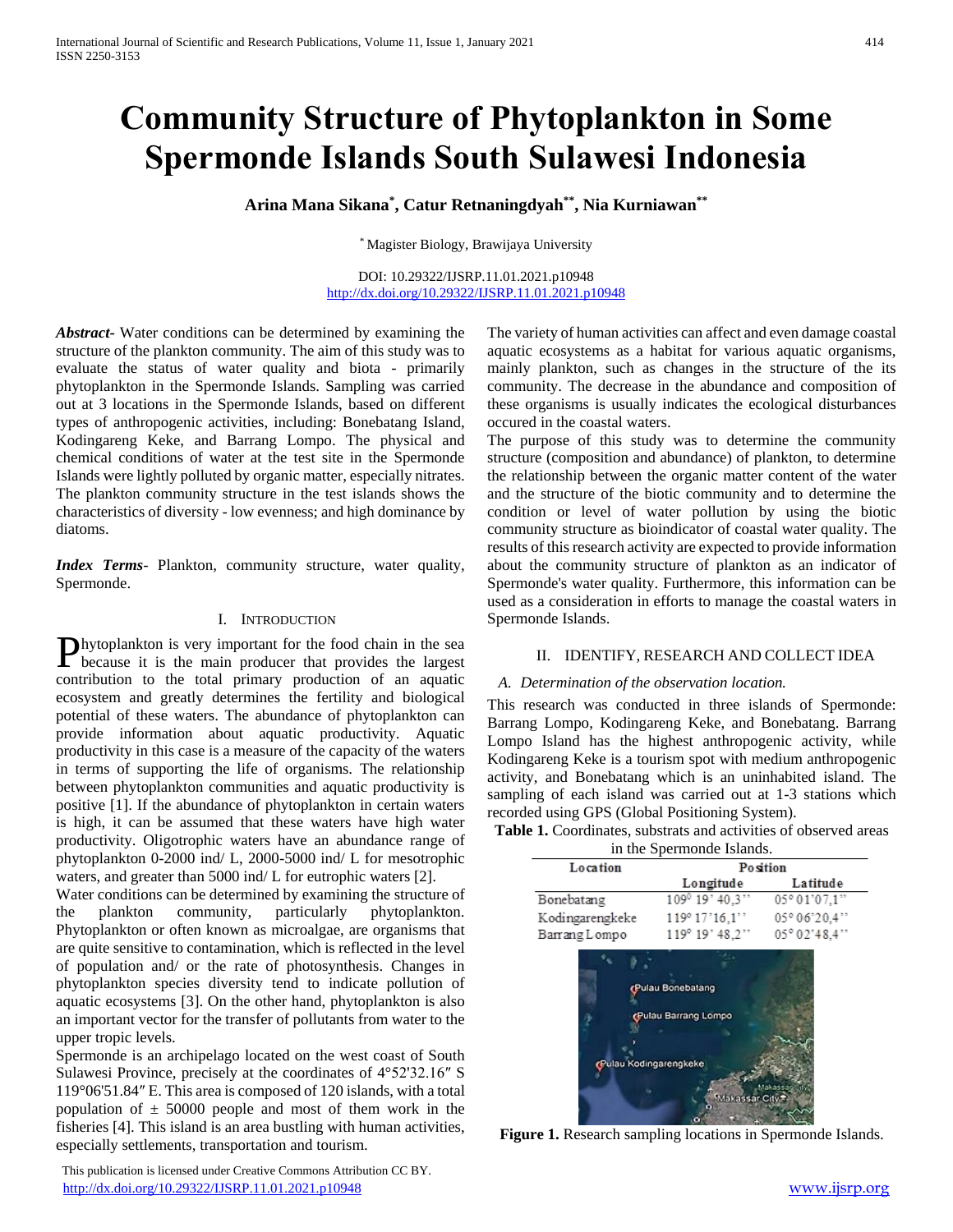# Community Structure of Phytoplankton in Some Spermonde Islands South Sulawesi Indonesia

**Arina Mana Sikana[*], Catur Retnaningdyah[**], Nia Kurniawan[**]**

[*] Magister Biology, Brawijaya University

DOI: 10.29322/IJSRP.11.01.2021.p10948
http://dx.doi.org/10.29322/IJSRP.11.01.2021.p10948

***Abstract***- Water conditions can be determined by examining the structure of the plankton community. The aim of this study was to evaluate the status of water quality and biota - primarily phytoplankton in the Spermonde Islands. Sampling was carried out at 3 locations in the Spermonde Islands, based on different types of anthropogenic activities, including: Bonebatang Island, Kodingareng Keke, and Barrang Lompo. The physical and chemical conditions of water at the test site in the Spermonde Islands were lightly polluted by organic matter, especially nitrates. The plankton community structure in the test islands shows the characteristics of diversity - low evenness; and high dominance by diatoms.

***Index Terms***- Plankton, community structure, water quality, Spermonde.

## I. Introduction

Phytoplankton is very important for the food chain in the sea because it is the main producer that provides the largest contribution to the total primary production of an aquatic ecosystem and greatly determines the fertility and biological potential of these waters. The abundance of phytoplankton can provide information about aquatic productivity. Aquatic productivity in this case is a measure of the capacity of the waters in terms of supporting the life of organisms. The relationship between phytoplankton communities and aquatic productivity is positive [1]. If the abundance of phytoplankton in certain waters is high, it can be assumed that these waters have high water productivity. Oligotrophic waters have an abundance range of phytoplankton 0-2000 ind/ L, 2000-5000 ind/ L for mesotrophic waters, and greater than 5000 ind/ L for eutrophic waters [2].

Water conditions can be determined by examining the structure of the plankton community, particularly phytoplankton. Phytoplankton or often known as microalgae, are organisms that are quite sensitive to contamination, which is reflected in the level of population and/ or the rate of photosynthesis. Changes in phytoplankton species diversity tend to indicate pollution of aquatic ecosystems [3]. On the other hand, phytoplankton is also an important vector for the transfer of pollutants from water to the upper tropic levels.

Spermonde is an archipelago located on the west coast of South Sulawesi Province, precisely at the coordinates of 4°52'32.16″ S 119°06'51.84″ E. This area is composed of 120 islands, with a total population of ± 50000 people and most of them work in the fisheries [4]. This island is an area bustling with human activities, especially settlements, transportation and tourism.

The variety of human activities can affect and even damage coastal aquatic ecosystems as a habitat for various aquatic organisms, mainly plankton, such as changes in the structure of the its community. The decrease in the abundance and composition of these organisms is usually indicates the ecological disturbances occured in the coastal waters.

The purpose of this study was to determine the community structure (composition and abundance) of plankton, to determine the relationship between the organic matter content of the water and the structure of the biotic community and to determine the condition or level of water pollution by using the biotic community structure as bioindicator of coastal water quality. The results of this research activity are expected to provide information about the community structure of plankton as an indicator of Spermonde's water quality. Furthermore, this information can be used as a consideration in efforts to manage the coastal waters in Spermonde Islands.

## II. Identify, Research and Collect Idea

### *A. Determination of the observation location.*

This research was conducted in three islands of Spermonde: Barrang Lompo, Kodingareng Keke, and Bonebatang. Barrang Lompo Island has the highest anthropogenic activity, while Kodingareng Keke is a tourism spot with medium anthropogenic activity, and Bonebatang which is an uninhabited island. The sampling of each island was carried out at 1-3 stations which recorded using GPS (Global Positioning System).

**Table 1.** Coordinates, substrats and activities of observed areas in the Spermonde Islands.

| Location | Position | |
|---|---|---|
| | Longitude | Latitude |
| Bonebatang | 109° 19' 40,3'' | 05° 01'07,1'' |
| Kodingarengkeke | 119° 17'16,1'' | 05° 06'20,4'' |
| Barrang Lompo | 119° 19' 48,2'' | 05° 02'48,4'' |

**Figure 1.** Research sampling locations in Spermonde Islands.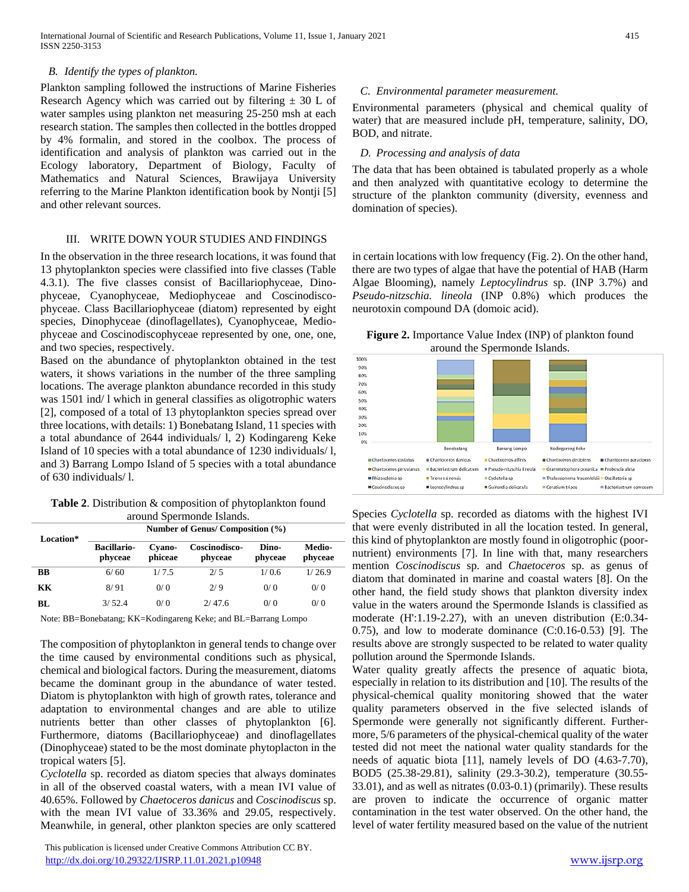### B. Identify the types of plankton.

Plankton sampling followed the instructions of Marine Fisheries Research Agency which was carried out by filtering ± 30 L of water samples using plankton net measuring 25-250 msh at each research station. The samples then collected in the bottles dropped by 4% formalin, and stored in the coolbox. The process of identification and analysis of plankton was carried out in the Ecology laboratory, Department of Biology, Faculty of Mathematics and Natural Sciences, Brawijaya University referring to the Marine Plankton identification book by Nontji [5] and other relevant sources.

### C. Environmental parameter measurement.

Environmental parameters (physical and chemical quality of water) that are measured include pH, temperature, salinity, DO, BOD, and nitrate.

### D. Processing and analysis of data

The data that has been obtained is tabulated properly as a whole and then analyzed with quantitative ecology to determine the structure of the plankton community (diversity, evenness and domination of species).

## III. WRITE DOWN YOUR STUDIES AND FINDINGS

In the observation in the three research locations, it was found that 13 phytoplankton species were classified into five classes (Table 4.3.1). The five classes consist of Bacillariophyceae, Dinophyceae, Cyanophyceae, Mediophyceae and Coscinodiscophyceae. Class Bacillariophyceae (diatom) represented by eight species, Dinophyceae (dinoflagellates), Cyanophyceae, Mediophyceae and Coscinodiscophyceae represented by one, one, one, and two species, respectively.

Based on the abundance of phytoplankton obtained in the test waters, it shows variations in the number of the three sampling locations. The average plankton abundance recorded in this study was 1501 ind/ l which in general classifies as oligotrophic waters [2], composed of a total of 13 phytoplankton species spread over three locations, with details: 1) Bonebatang Island, 11 species with a total abundance of 2644 individuals/ l, 2) Kodingareng Keke Island of 10 species with a total abundance of 1230 individuals/ l, and 3) Barrang Lompo Island of 5 species with a total abundance of 630 individuals/ l.

**Table 2**. Distribution & composition of phytoplankton found around Spermonde Islands.

| Location* | Number of Genus/ Composition (%) | | | | |
|---|---|---|---|---|---|
| | Bacillario-phyceae | Cyano-phiceae | Coscinodisco-phyceae | Dino-phyceae | Medio-phyceae |
| BB | 6/ 60 | 1/ 7.5 | 2/ 5 | 1/ 0.6 | 1/ 26.9 |
| KK | 8/ 91 | 0/ 0 | 2/ 9 | 0/ 0 | 0/ 0 |
| BL | 3/ 52.4 | 0/ 0 | 2/ 47.6 | 0/ 0 | 0/ 0 |

Note: BB=Bonebatang; KK=Kodingareng Keke; and BL=Barrang Lompo

The composition of phytoplankton in general tends to change over the time caused by environmental conditions such as physical, chemical and biological factors. During the measurement, diatoms became the dominant group in the abundance of water tested. Diatom is phytoplankton with high of growth rates, tolerance and adaptation to environmental changes and are able to utilize nutrients better than other classes of phytoplankton [6]. Furthermore, diatoms (Bacillariophyceae) and dinoflagellates (Dinophyceae) stated to be the most dominate phytoplacton in the tropical waters [5].

*Cyclotella* sp. recorded as diatom species that always dominates in all of the observed coastal waters, with a mean IVI value of 40.65%. Followed by *Chaetoceros danicus* and *Coscinodiscus* sp. with the mean IVI value of 33.36% and 29.05, respectively. Meanwhile, in general, other plankton species are only scattered in certain locations with low frequency (Fig. 2). On the other hand, there are two types of algae that have the potential of HAB (Harm Algae Blooming), namely *Leptocylindrus* sp. (INP 3.7%) and *Pseudo-nitzschia. lineola* (INP 0.8%) which produces the neurotoxin compound DA (domoic acid).

**Figure 2.** Importance Value Index (INP) of plankton found around the Spermonde Islands.

Species *Cyclotella* sp. recorded as diatoms with the highest IVI that were evenly distributed in all the location tested. In general, this kind of phytoplankton are mostly found in oligotrophic (poor-nutrient) environments [7]. In line with that, many researchers mention *Coscinodiscus* sp. and *Chaetoceros* sp. as genus of diatom that dominated in marine and coastal waters [8]. On the other hand, the field study shows that plankton diversity index value in the waters around the Spermonde Islands is classified as moderate (H':1.19-2.27), with an uneven distribution (E:0.34-0.75), and low to moderate dominance (C:0.16-0.53) [9]. The results above are strongly suspected to be related to water quality pollution around the Spermonde Islands.

Water quality greatly affects the presence of aquatic biota, especially in relation to its distribution and [10]. The results of the physical-chemical quality monitoring showed that the water quality parameters observed in the five selected islands of Spermonde were generally not significantly different. Furthermore, 5/6 parameters of the physical-chemical quality of the water tested did not meet the national water quality standards for the needs of aquatic biota [11], namely levels of DO (4.63-7.70), BOD5 (25.38-29.81), salinity (29.3-30.2), temperature (30.55-33.01), and as well as nitrates (0.03-0.1) (primarily). These results are proven to indicate the occurrence of organic matter contamination in the test water observed. On the other hand, the level of water fertility measured based on the value of the nutrient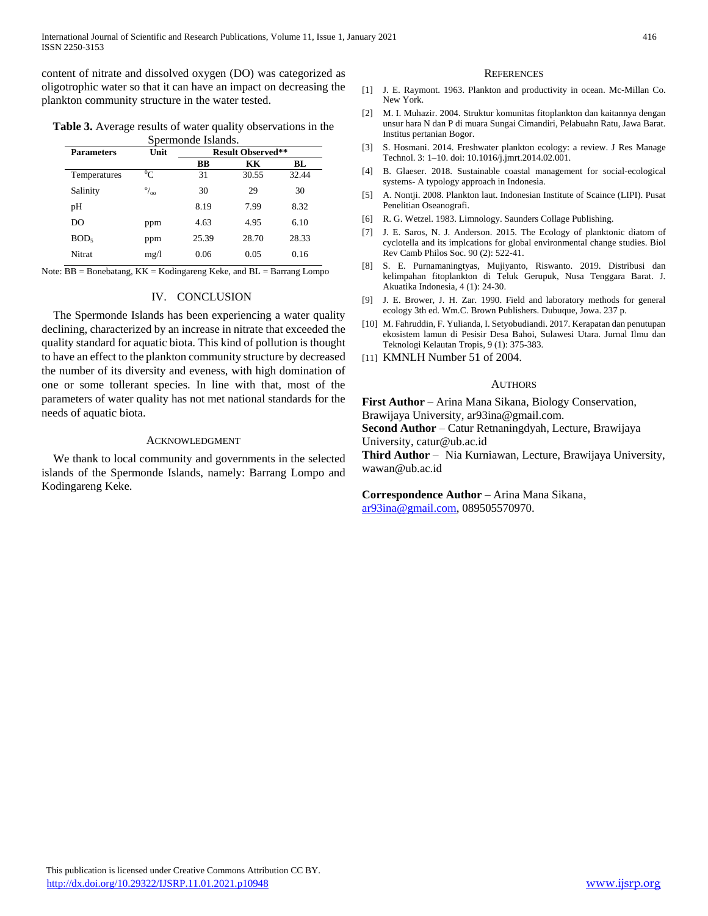content of nitrate and dissolved oxygen (DO) was categorized as oligotrophic water so that it can have an impact on decreasing the plankton community structure in the water tested.

**Table 3.** Average results of water quality observations in the Spermonde Islands.

| Parameters | Unit | Result Observed** | | |
|---|---|---|---|---|
| | | BB | KK | BL |
| Temperatures | $^{0}C$ | 31 | 30.55 | 32.44 |
| Salinity | $^{0}/_{00}$ | 30 | 29 | 30 |
| pH | | 8.19 | 7.99 | 8.32 |
| DO | ppm | 4.63 | 4.95 | 6.10 |
| $BOD_5$ | ppm | 25.39 | 28.70 | 28.33 |
| Nitrat | mg/l | 0.06 | 0.05 | 0.16 |

Note: BB = Bonebatang, KK = Kodingareng Keke, and BL = Barrang Lompo

## IV. CONCLUSION

The Spermonde Islands has been experiencing a water quality declining, characterized by an increase in nitrate that exceeded the quality standard for aquatic biota. This kind of pollution is thought to have an effect to the plankton community structure by decreased the number of its diversity and eveness, with high domination of one or some tollerant species. In line with that, most of the parameters of water quality has not met national standards for the needs of aquatic biota.

## ACKNOWLEDGMENT

We thank to local community and governments in the selected islands of the Spermonde Islands, namely: Barrang Lompo and Kodingareng Keke.

## REFERENCES

[1] J. E. Raymont. 1963. Plankton and productivity in ocean. Mc-Millan Co. New York.

[2] M. I. Muhazir. 2004. Struktur komunitas fitoplankton dan kaitannya dengan unsur hara N dan P di muara Sungai Cimandiri, Pelabuahn Ratu, Jawa Barat. Institus pertanian Bogor.

[3] S. Hosmani. 2014. Freshwater plankton ecology: a review. J Res Manage Technol. 3: 1–10. doi: 10.1016/j.jmrt.2014.02.001.

[4] B. Glaeser. 2018. Sustainable coastal management for social-ecological systems- A typology approach in Indonesia.

[5] A. Nontji. 2008. Plankton laut. Indonesian Institute of Scaince (LIPI). Pusat Penelitian Oseanografi.

[6] R. G. Wetzel. 1983. Limnology. Saunders Collage Publishing.

[7] J. E. Saros, N. J. Anderson. 2015. The Ecology of planktonic diatom of cyclotella and its implcations for global environmental change studies. Biol Rev Camb Philos Soc. 90 (2): 522-41.

[8] S. E. Purnamaningtyas, Mujiyanto, Riswanto. 2019. Distribusi dan kelimpahan fitoplankton di Teluk Gerupuk, Nusa Tenggara Barat. J. Akuatika Indonesia, 4 (1): 24-30.

[9] J. E. Brower, J. H. Zar. 1990. Field and laboratory methods for general ecology 3th ed. Wm.C. Brown Publishers. Dubuque, Jowa. 237 p.

[10] M. Fahruddin, F. Yulianda, I. Setyobudiandi. 2017. Kerapatan dan penutupan ekosistem lamun di Pesisir Desa Bahoi, Sulawesi Utara. Jurnal Ilmu dan Teknologi Kelautan Tropis, 9 (1): 375-383.

[11] KMNLH Number 51 of 2004.

## AUTHORS

**First Author** – Arina Mana Sikana, Biology Conservation, Brawijaya University, ar93ina@gmail.com.

**Second Author** – Catur Retnaningdyah, Lecture, Brawijaya University, catur@ub.ac.id

**Third Author** – Nia Kurniawan, Lecture, Brawijaya University, wawan@ub.ac.id

**Correspondence Author** – Arina Mana Sikana, ar93ina@gmail.com, 089505570970.